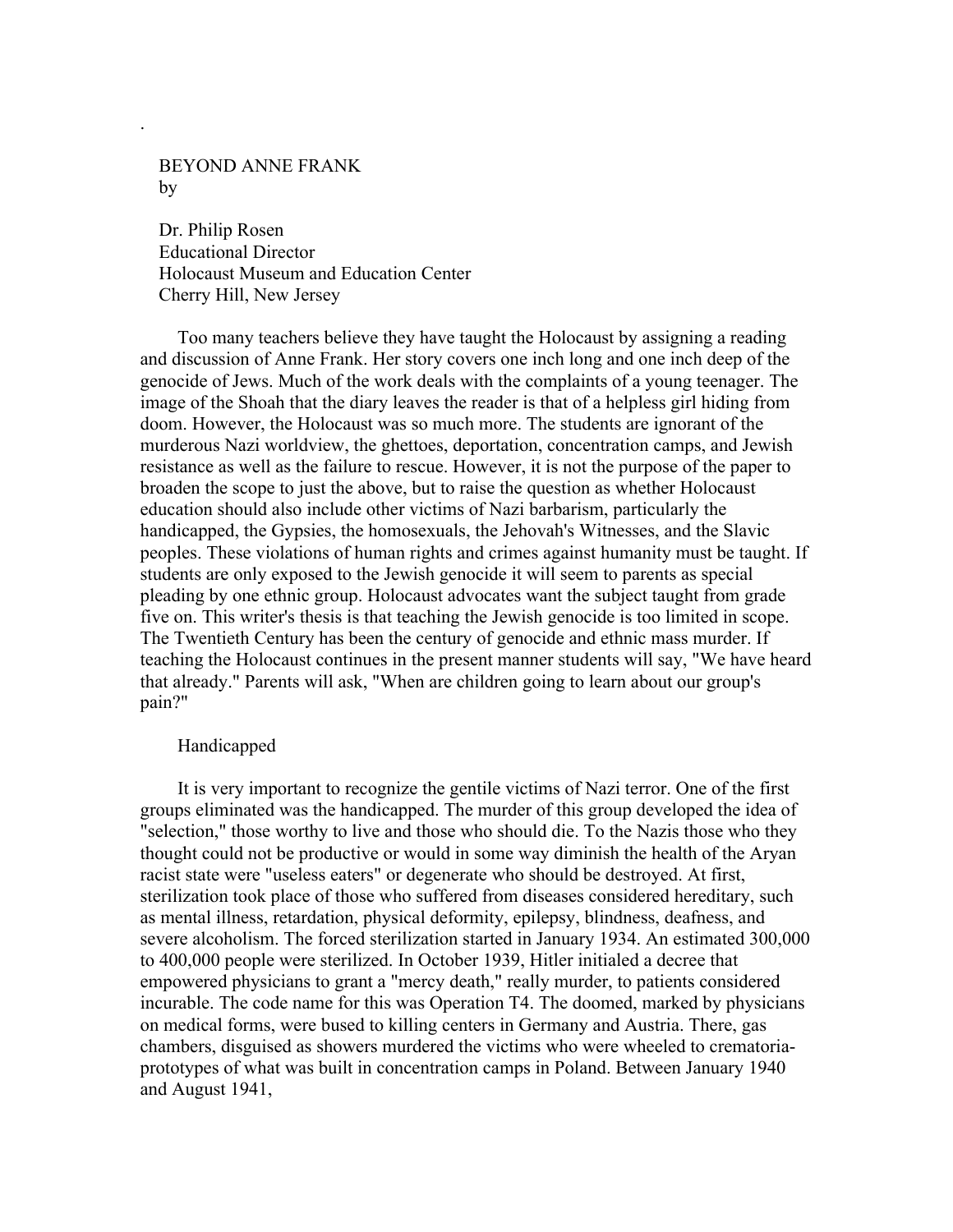# BEYOND ANNE FRANK

by

Dr. Philip Rosen
Educational Director
Holocaust Museum and Education Center
Cherry Hill, New Jersey

Too many teachers believe they have taught the Holocaust by assigning a reading and discussion of Anne Frank. Her story covers one inch long and one inch deep of the genocide of Jews. Much of the work deals with the complaints of a young teenager. The image of the Shoah that the diary leaves the reader is that of a helpless girl hiding from doom. However, the Holocaust was so much more. The students are ignorant of the murderous Nazi worldview, the ghettoes, deportation, concentration camps, and Jewish resistance as well as the failure to rescue. However, it is not the purpose of the paper to broaden the scope to just the above, but to raise the question as whether Holocaust education should also include other victims of Nazi barbarism, particularly the handicapped, the Gypsies, the homosexuals, the Jehovah's Witnesses, and the Slavic peoples. These violations of human rights and crimes against humanity must be taught. If students are only exposed to the Jewish genocide it will seem to parents as special pleading by one ethnic group. Holocaust advocates want the subject taught from grade five on. This writer's thesis is that teaching the Jewish genocide is too limited in scope. The Twentieth Century has been the century of genocide and ethnic mass murder. If teaching the Holocaust continues in the present manner students will say, "We have heard that already." Parents will ask, "When are children going to learn about our group's pain?"

## Handicapped

It is very important to recognize the gentile victims of Nazi terror. One of the first groups eliminated was the handicapped. The murder of this group developed the idea of "selection," those worthy to live and those who should die. To the Nazis those who they thought could not be productive or would in some way diminish the health of the Aryan racist state were "useless eaters" or degenerate who should be destroyed. At first, sterilization took place of those who suffered from diseases considered hereditary, such as mental illness, retardation, physical deformity, epilepsy, blindness, deafness, and severe alcoholism. The forced sterilization started in January 1934. An estimated 300,000 to 400,000 people were sterilized. In October 1939, Hitler initialed a decree that empowered physicians to grant a "mercy death," really murder, to patients considered incurable. The code name for this was Operation T4. The doomed, marked by physicians on medical forms, were bused to killing centers in Germany and Austria. There, gas chambers, disguised as showers murdered the victims who were wheeled to crematoria-prototypes of what was built in concentration camps in Poland. Between January 1940 and August 1941,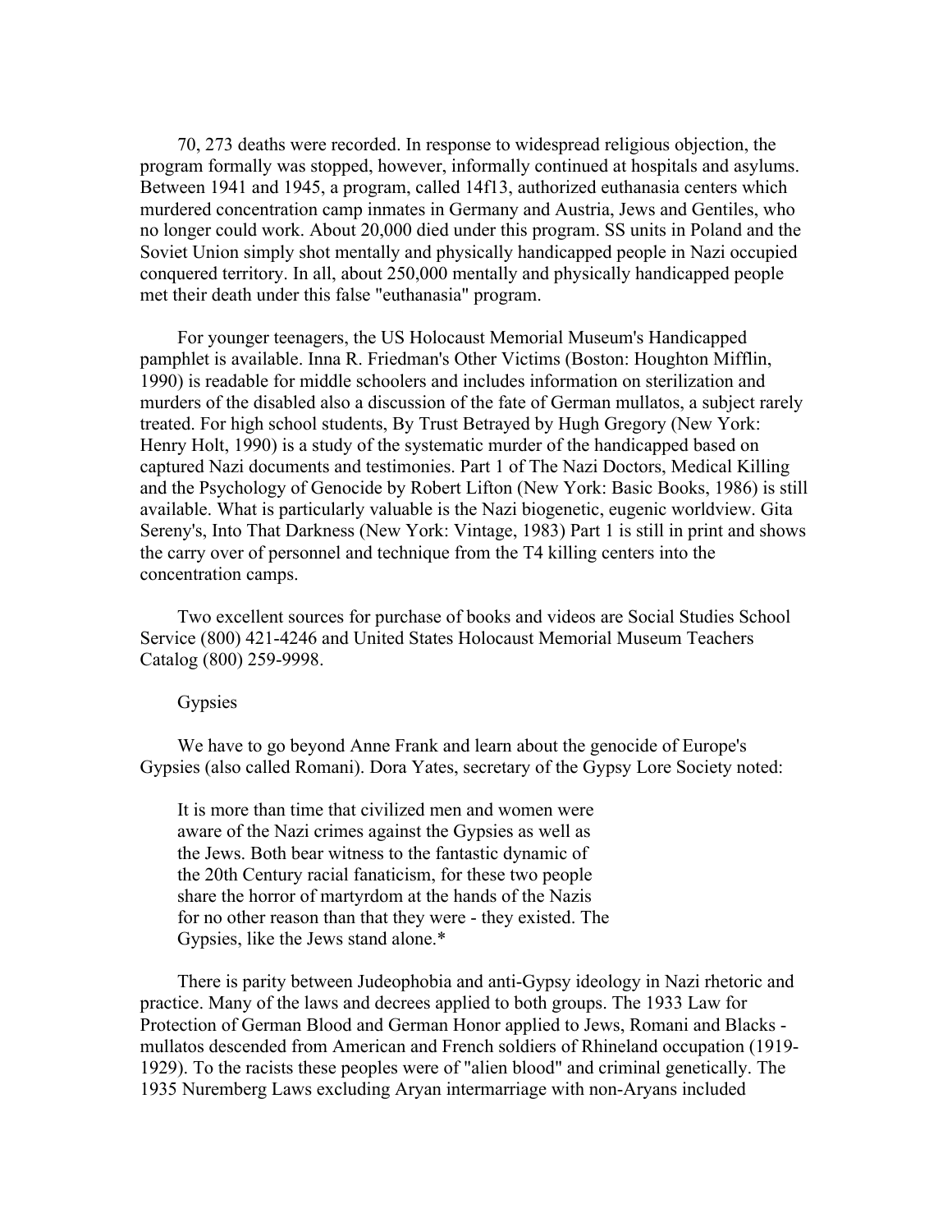70, 273 deaths were recorded. In response to widespread religious objection, the program formally was stopped, however, informally continued at hospitals and asylums. Between 1941 and 1945, a program, called 14f13, authorized euthanasia centers which murdered concentration camp inmates in Germany and Austria, Jews and Gentiles, who no longer could work. About 20,000 died under this program. SS units in Poland and the Soviet Union simply shot mentally and physically handicapped people in Nazi occupied conquered territory. In all, about 250,000 mentally and physically handicapped people met their death under this false "euthanasia" program.

For younger teenagers, the US Holocaust Memorial Museum's Handicapped pamphlet is available. Inna R. Friedman's Other Victims (Boston: Houghton Mifflin, 1990) is readable for middle schoolers and includes information on sterilization and murders of the disabled also a discussion of the fate of German mullatos, a subject rarely treated. For high school students, By Trust Betrayed by Hugh Gregory (New York: Henry Holt, 1990) is a study of the systematic murder of the handicapped based on captured Nazi documents and testimonies. Part 1 of The Nazi Doctors, Medical Killing and the Psychology of Genocide by Robert Lifton (New York: Basic Books, 1986) is still available. What is particularly valuable is the Nazi biogenetic, eugenic worldview. Gita Sereny's, Into That Darkness (New York: Vintage, 1983) Part 1 is still in print and shows the carry over of personnel and technique from the T4 killing centers into the concentration camps.

Two excellent sources for purchase of books and videos are Social Studies School Service (800) 421-4246 and United States Holocaust Memorial Museum Teachers Catalog (800) 259-9998.

## Gypsies

We have to go beyond Anne Frank and learn about the genocide of Europe's Gypsies (also called Romani). Dora Yates, secretary of the Gypsy Lore Society noted:

> It is more than time that civilized men and women were aware of the Nazi crimes against the Gypsies as well as the Jews. Both bear witness to the fantastic dynamic of the 20th Century racial fanaticism, for these two people share the horror of martyrdom at the hands of the Nazis for no other reason than that they were - they existed. The Gypsies, like the Jews stand alone.*

There is parity between Judeophobia and anti-Gypsy ideology in Nazi rhetoric and practice. Many of the laws and decrees applied to both groups. The 1933 Law for Protection of German Blood and German Honor applied to Jews, Romani and Blacks - mullatos descended from American and French soldiers of Rhineland occupation (1919-1929). To the racists these peoples were of "alien blood" and criminal genetically. The 1935 Nuremberg Laws excluding Aryan intermarriage with non-Aryans included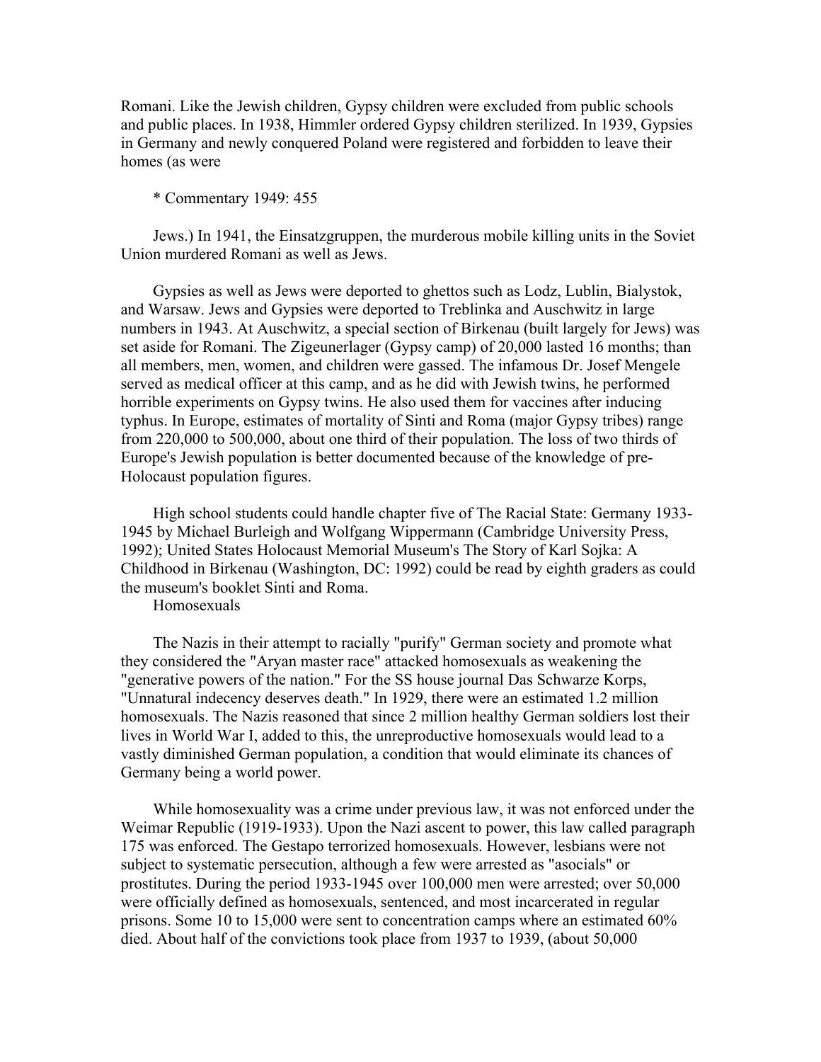Romani. Like the Jewish children, Gypsy children were excluded from public schools and public places. In 1938, Himmler ordered Gypsy children sterilized. In 1939, Gypsies in Germany and newly conquered Poland were registered and forbidden to leave their homes (as were

* Commentary 1949: 455

Jews.) In 1941, the Einsatzgruppen, the murderous mobile killing units in the Soviet Union murdered Romani as well as Jews.

Gypsies as well as Jews were deported to ghettos such as Lodz, Lublin, Bialystok, and Warsaw. Jews and Gypsies were deported to Treblinka and Auschwitz in large numbers in 1943. At Auschwitz, a special section of Birkenau (built largely for Jews) was set aside for Romani. The Zigeunerlager (Gypsy camp) of 20,000 lasted 16 months; than all members, men, women, and children were gassed. The infamous Dr. Josef Mengele served as medical officer at this camp, and as he did with Jewish twins, he performed horrible experiments on Gypsy twins. He also used them for vaccines after inducing typhus. In Europe, estimates of mortality of Sinti and Roma (major Gypsy tribes) range from 220,000 to 500,000, about one third of their population. The loss of two thirds of Europe's Jewish population is better documented because of the knowledge of pre-Holocaust population figures.

High school students could handle chapter five of The Racial State: Germany 1933-1945 by Michael Burleigh and Wolfgang Wippermann (Cambridge University Press, 1992); United States Holocaust Memorial Museum's The Story of Karl Sojka: A Childhood in Birkenau (Washington, DC: 1992) could be read by eighth graders as could the museum's booklet Sinti and Roma.

## Homosexuals

The Nazis in their attempt to racially "purify" German society and promote what they considered the "Aryan master race" attacked homosexuals as weakening the "generative powers of the nation." For the SS house journal Das Schwarze Korps, "Unnatural indecency deserves death." In 1929, there were an estimated 1.2 million homosexuals. The Nazis reasoned that since 2 million healthy German soldiers lost their lives in World War I, added to this, the unreproductive homosexuals would lead to a vastly diminished German population, a condition that would eliminate its chances of Germany being a world power.

While homosexuality was a crime under previous law, it was not enforced under the Weimar Republic (1919-1933). Upon the Nazi ascent to power, this law called paragraph 175 was enforced. The Gestapo terrorized homosexuals. However, lesbians were not subject to systematic persecution, although a few were arrested as "asocials" or prostitutes. During the period 1933-1945 over 100,000 men were arrested; over 50,000 were officially defined as homosexuals, sentenced, and most incarcerated in regular prisons. Some 10 to 15,000 were sent to concentration camps where an estimated 60% died. About half of the convictions took place from 1937 to 1939, (about 50,000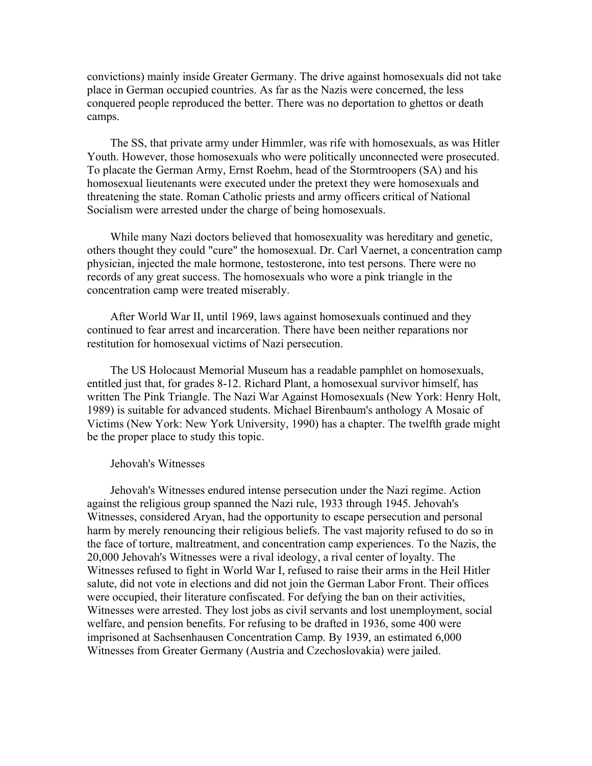convictions) mainly inside Greater Germany. The drive against homosexuals did not take place in German occupied countries. As far as the Nazis were concerned, the less conquered people reproduced the better. There was no deportation to ghettos or death camps.

The SS, that private army under Himmler, was rife with homosexuals, as was Hitler Youth. However, those homosexuals who were politically unconnected were prosecuted. To placate the German Army, Ernst Roehm, head of the Stormtroopers (SA) and his homosexual lieutenants were executed under the pretext they were homosexuals and threatening the state. Roman Catholic priests and army officers critical of National Socialism were arrested under the charge of being homosexuals.

While many Nazi doctors believed that homosexuality was hereditary and genetic, others thought they could "cure" the homosexual. Dr. Carl Vaernet, a concentration camp physician, injected the male hormone, testosterone, into test persons. There were no records of any great success. The homosexuals who wore a pink triangle in the concentration camp were treated miserably.

After World War II, until 1969, laws against homosexuals continued and they continued to fear arrest and incarceration. There have been neither reparations nor restitution for homosexual victims of Nazi persecution.

The US Holocaust Memorial Museum has a readable pamphlet on homosexuals, entitled just that, for grades 8-12. Richard Plant, a homosexual survivor himself, has written The Pink Triangle. The Nazi War Against Homosexuals (New York: Henry Holt, 1989) is suitable for advanced students. Michael Birenbaum's anthology A Mosaic of Victims (New York: New York University, 1990) has a chapter. The twelfth grade might be the proper place to study this topic.

## Jehovah's Witnesses

Jehovah's Witnesses endured intense persecution under the Nazi regime. Action against the religious group spanned the Nazi rule, 1933 through 1945. Jehovah's Witnesses, considered Aryan, had the opportunity to escape persecution and personal harm by merely renouncing their religious beliefs. The vast majority refused to do so in the face of torture, maltreatment, and concentration camp experiences. To the Nazis, the 20,000 Jehovah's Witnesses were a rival ideology, a rival center of loyalty. The Witnesses refused to fight in World War I, refused to raise their arms in the Heil Hitler salute, did not vote in elections and did not join the German Labor Front. Their offices were occupied, their literature confiscated. For defying the ban on their activities, Witnesses were arrested. They lost jobs as civil servants and lost unemployment, social welfare, and pension benefits. For refusing to be drafted in 1936, some 400 were imprisoned at Sachsenhausen Concentration Camp. By 1939, an estimated 6,000 Witnesses from Greater Germany (Austria and Czechoslovakia) were jailed.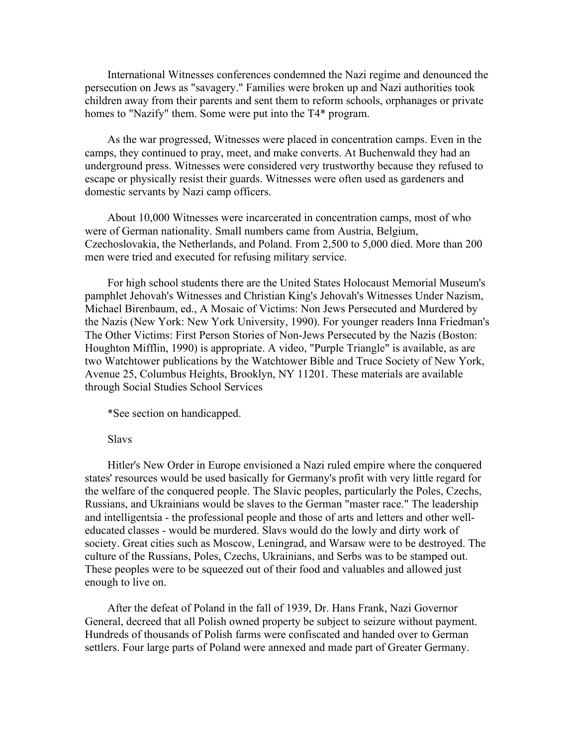International Witnesses conferences condemned the Nazi regime and denounced the persecution on Jews as "savagery." Families were broken up and Nazi authorities took children away from their parents and sent them to reform schools, orphanages or private homes to "Nazify" them. Some were put into the T4* program.

As the war progressed, Witnesses were placed in concentration camps. Even in the camps, they continued to pray, meet, and make converts. At Buchenwald they had an underground press. Witnesses were considered very trustworthy because they refused to escape or physically resist their guards. Witnesses were often used as gardeners and domestic servants by Nazi camp officers.

About 10,000 Witnesses were incarcerated in concentration camps, most of who were of German nationality. Small numbers came from Austria, Belgium, Czechoslovakia, the Netherlands, and Poland. From 2,500 to 5,000 died. More than 200 men were tried and executed for refusing military service.

For high school students there are the United States Holocaust Memorial Museum's pamphlet Jehovah's Witnesses and Christian King's Jehovah's Witnesses Under Nazism, Michael Birenbaum, ed., A Mosaic of Victims: Non Jews Persecuted and Murdered by the Nazis (New York: New York University, 1990). For younger readers Inna Friedman's The Other Victims: First Person Stories of Non-Jews Persecuted by the Nazis (Boston: Houghton Mifflin, 1990) is appropriate. A video, "Purple Triangle" is available, as are two Watchtower publications by the Watchtower Bible and Truce Society of New York, Avenue 25, Columbus Heights, Brooklyn, NY 11201. These materials are available through Social Studies School Services

*See section on handicapped.

## Slavs

Hitler's New Order in Europe envisioned a Nazi ruled empire where the conquered states' resources would be used basically for Germany's profit with very little regard for the welfare of the conquered people. The Slavic peoples, particularly the Poles, Czechs, Russians, and Ukrainians would be slaves to the German "master race." The leadership and intelligentsia - the professional people and those of arts and letters and other well-educated classes - would be murdered. Slavs would do the lowly and dirty work of society. Great cities such as Moscow, Leningrad, and Warsaw were to be destroyed. The culture of the Russians, Poles, Czechs, Ukrainians, and Serbs was to be stamped out. These peoples were to be squeezed out of their food and valuables and allowed just enough to live on.

After the defeat of Poland in the fall of 1939, Dr. Hans Frank, Nazi Governor General, decreed that all Polish owned property be subject to seizure without payment. Hundreds of thousands of Polish farms were confiscated and handed over to German settlers. Four large parts of Poland were annexed and made part of Greater Germany.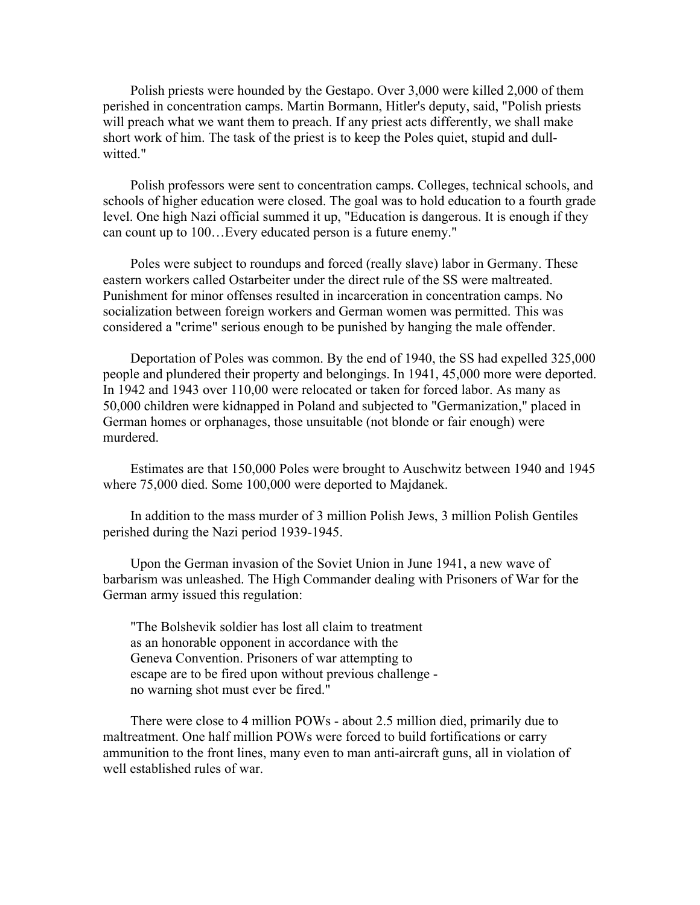Polish priests were hounded by the Gestapo. Over 3,000 were killed 2,000 of them perished in concentration camps. Martin Bormann, Hitler's deputy, said, "Polish priests will preach what we want them to preach. If any priest acts differently, we shall make short work of him. The task of the priest is to keep the Poles quiet, stupid and dull-witted."

Polish professors were sent to concentration camps. Colleges, technical schools, and schools of higher education were closed. The goal was to hold education to a fourth grade level. One high Nazi official summed it up, "Education is dangerous. It is enough if they can count up to 100…Every educated person is a future enemy."

Poles were subject to roundups and forced (really slave) labor in Germany. These eastern workers called Ostarbeiter under the direct rule of the SS were maltreated. Punishment for minor offenses resulted in incarceration in concentration camps. No socialization between foreign workers and German women was permitted. This was considered a "crime" serious enough to be punished by hanging the male offender.

Deportation of Poles was common. By the end of 1940, the SS had expelled 325,000 people and plundered their property and belongings. In 1941, 45,000 more were deported. In 1942 and 1943 over 110,00 were relocated or taken for forced labor. As many as 50,000 children were kidnapped in Poland and subjected to "Germanization," placed in German homes or orphanages, those unsuitable (not blonde or fair enough) were murdered.

Estimates are that 150,000 Poles were brought to Auschwitz between 1940 and 1945 where 75,000 died. Some 100,000 were deported to Majdanek.

In addition to the mass murder of 3 million Polish Jews, 3 million Polish Gentiles perished during the Nazi period 1939-1945.

Upon the German invasion of the Soviet Union in June 1941, a new wave of barbarism was unleashed. The High Commander dealing with Prisoners of War for the German army issued this regulation:

> "The Bolshevik soldier has lost all claim to treatment as an honorable opponent in accordance with the Geneva Convention. Prisoners of war attempting to escape are to be fired upon without previous challenge - no warning shot must ever be fired."

There were close to 4 million POWs - about 2.5 million died, primarily due to maltreatment. One half million POWs were forced to build fortifications or carry ammunition to the front lines, many even to man anti-aircraft guns, all in violation of well established rules of war.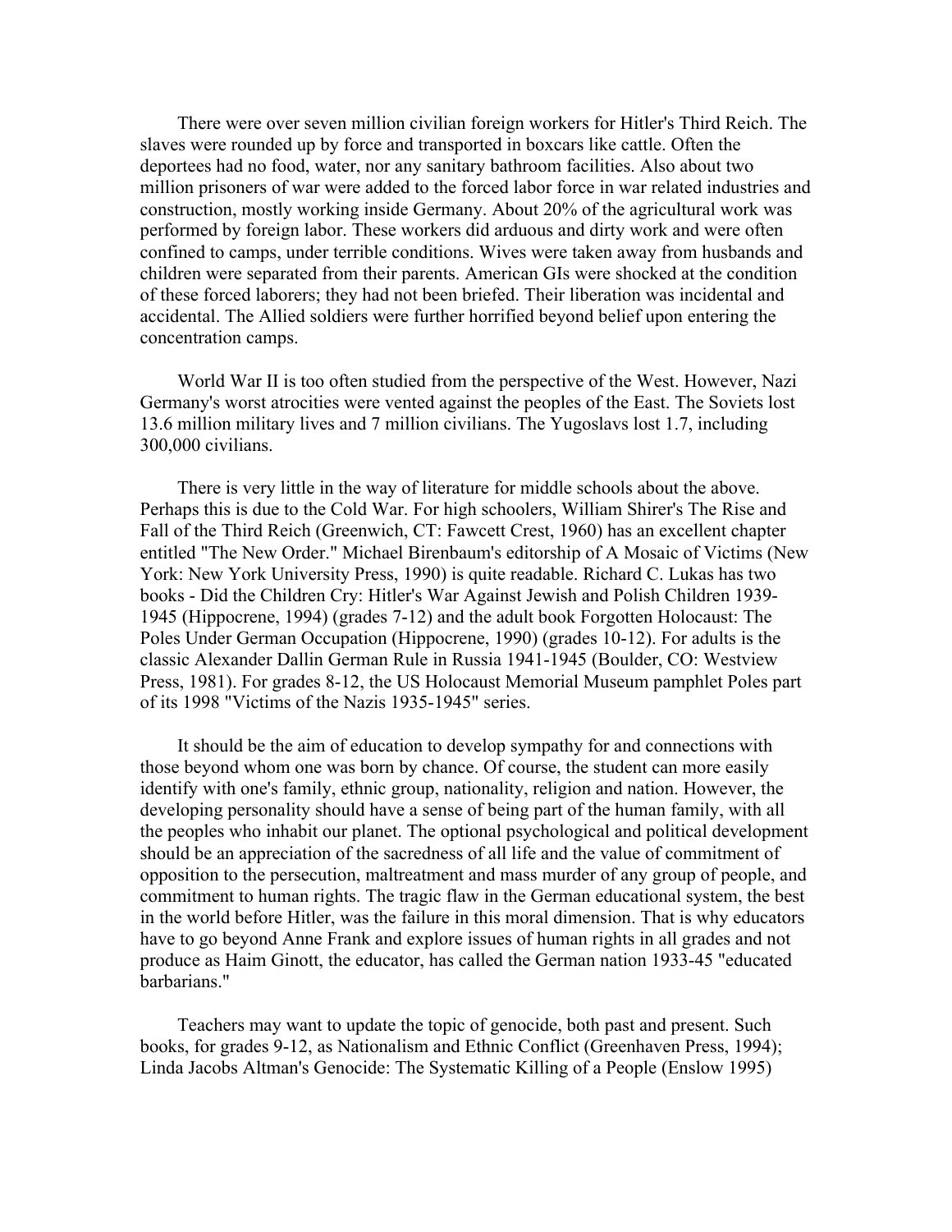There were over seven million civilian foreign workers for Hitler's Third Reich. The slaves were rounded up by force and transported in boxcars like cattle. Often the deportees had no food, water, nor any sanitary bathroom facilities. Also about two million prisoners of war were added to the forced labor force in war related industries and construction, mostly working inside Germany. About 20% of the agricultural work was performed by foreign labor. These workers did arduous and dirty work and were often confined to camps, under terrible conditions. Wives were taken away from husbands and children were separated from their parents. American GIs were shocked at the condition of these forced laborers; they had not been briefed. Their liberation was incidental and accidental. The Allied soldiers were further horrified beyond belief upon entering the concentration camps.

World War II is too often studied from the perspective of the West. However, Nazi Germany's worst atrocities were vented against the peoples of the East. The Soviets lost 13.6 million military lives and 7 million civilians. The Yugoslavs lost 1.7, including 300,000 civilians.

There is very little in the way of literature for middle schools about the above. Perhaps this is due to the Cold War. For high schoolers, William Shirer's The Rise and Fall of the Third Reich (Greenwich, CT: Fawcett Crest, 1960) has an excellent chapter entitled "The New Order." Michael Birenbaum's editorship of A Mosaic of Victims (New York: New York University Press, 1990) is quite readable. Richard C. Lukas has two books - Did the Children Cry: Hitler's War Against Jewish and Polish Children 1939-1945 (Hippocrene, 1994) (grades 7-12) and the adult book Forgotten Holocaust: The Poles Under German Occupation (Hippocrene, 1990) (grades 10-12). For adults is the classic Alexander Dallin German Rule in Russia 1941-1945 (Boulder, CO: Westview Press, 1981). For grades 8-12, the US Holocaust Memorial Museum pamphlet Poles part of its 1998 "Victims of the Nazis 1935-1945" series.

It should be the aim of education to develop sympathy for and connections with those beyond whom one was born by chance. Of course, the student can more easily identify with one's family, ethnic group, nationality, religion and nation. However, the developing personality should have a sense of being part of the human family, with all the peoples who inhabit our planet. The optional psychological and political development should be an appreciation of the sacredness of all life and the value of commitment of opposition to the persecution, maltreatment and mass murder of any group of people, and commitment to human rights. The tragic flaw in the German educational system, the best in the world before Hitler, was the failure in this moral dimension. That is why educators have to go beyond Anne Frank and explore issues of human rights in all grades and not produce as Haim Ginott, the educator, has called the German nation 1933-45 "educated barbarians."

Teachers may want to update the topic of genocide, both past and present. Such books, for grades 9-12, as Nationalism and Ethnic Conflict (Greenhaven Press, 1994); Linda Jacobs Altman's Genocide: The Systematic Killing of a People (Enslow 1995)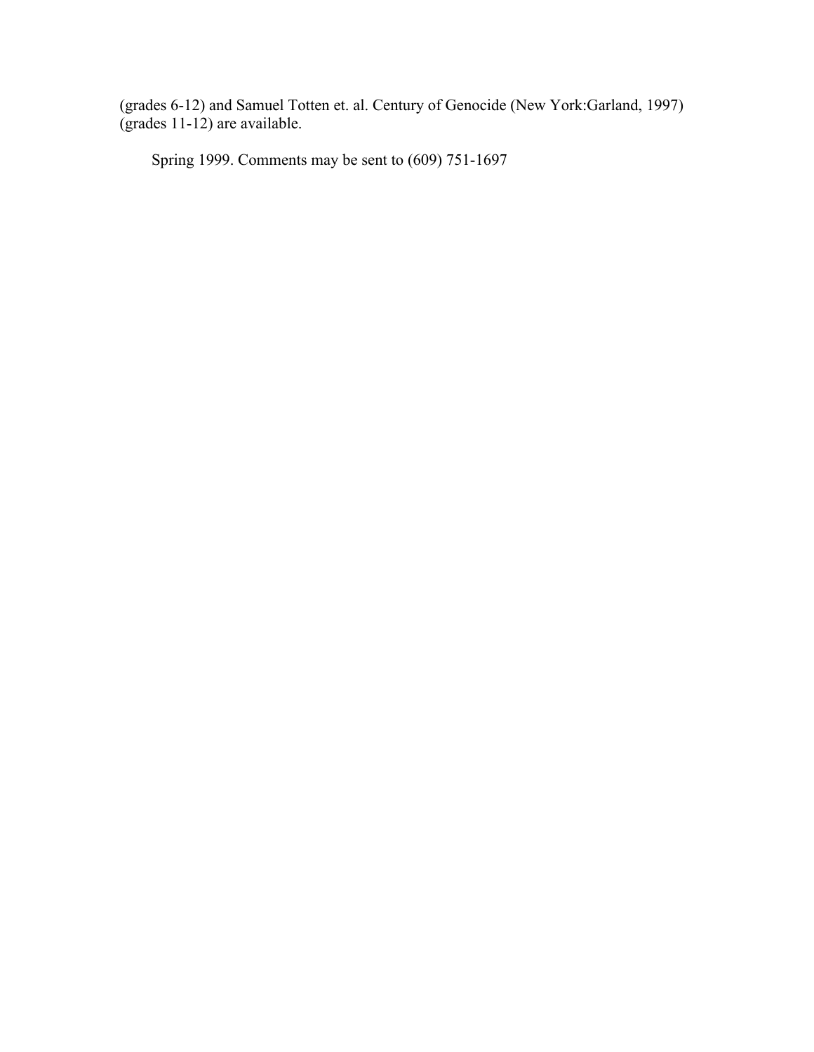(grades 6-12) and Samuel Totten et. al. Century of Genocide (New York:Garland, 1997) (grades 11-12) are available.

Spring 1999. Comments may be sent to (609) 751-1697